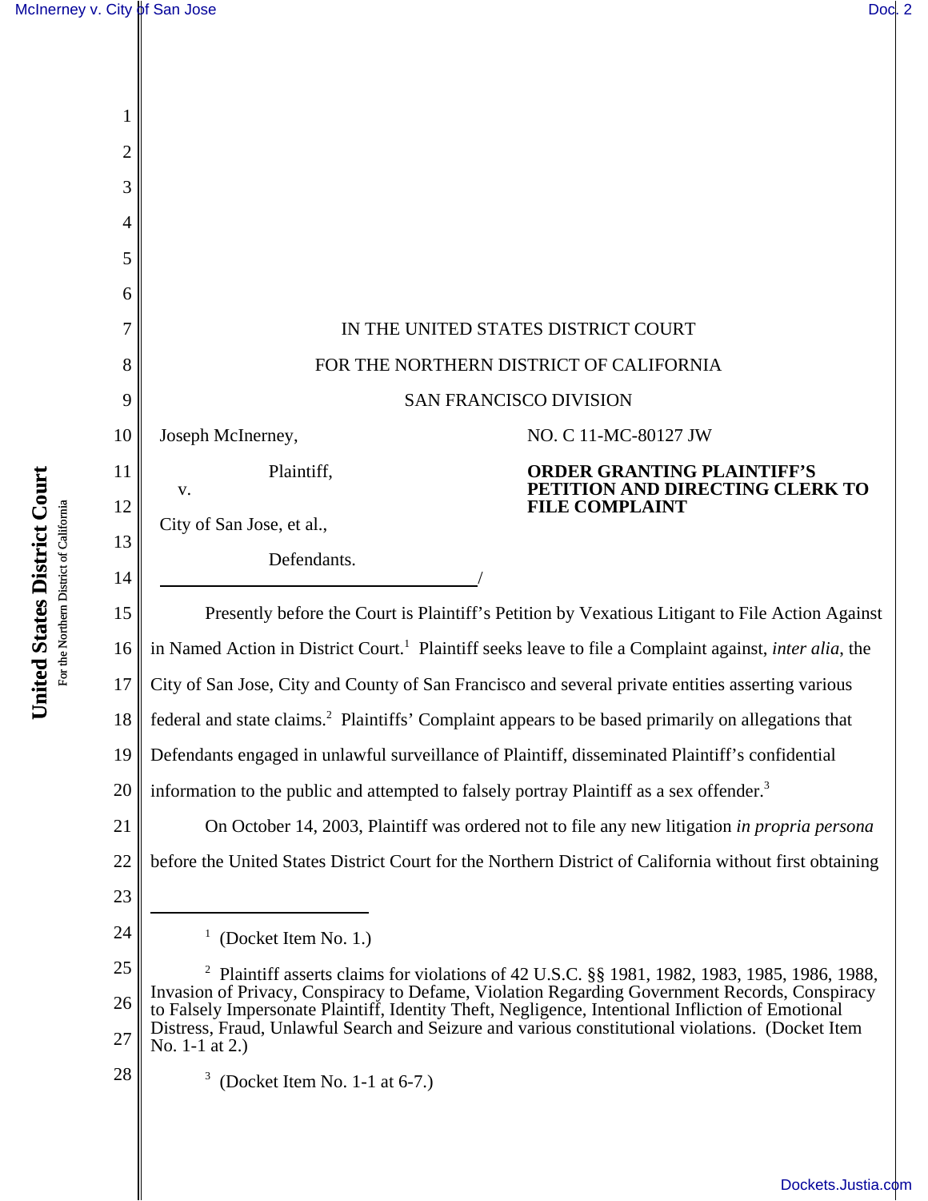IN THE UNITED STATES DISTRICT COURT

FOR THE NORTHERN DISTRICT OF CALIFORNIA

SAN FRANCISCO DIVISION

Joseph McInerney,

Plaintiff,

v.

City of San Jose, et al.,

Defendants.

NO. C 11-MC-80127 JW

**ORDER GRANTING PLAINTIFF'S PETITION AND DIRECTING CLERK TO FILE COMPLAINT**

Presently before the Court is Plaintiff's Petition by Vexatious Litigant to File Action Against in Named Action in District Court.[1] Plaintiff seeks leave to file a Complaint against, *inter alia*, the City of San Jose, City and County of San Francisco and several private entities asserting various federal and state claims.[2] Plaintiffs' Complaint appears to be based primarily on allegations that Defendants engaged in unlawful surveillance of Plaintiff, disseminated Plaintiff's confidential information to the public and attempted to falsely portray Plaintiff as a sex offender.[3]

On October 14, 2003, Plaintiff was ordered not to file any new litigation *in propria persona* before the United States District Court for the Northern District of California without first obtaining

---

[1] (Docket Item No. 1.)

[2] Plaintiff asserts claims for violations of 42 U.S.C. §§ 1981, 1982, 1983, 1985, 1986, 1988, Invasion of Privacy, Conspiracy to Defame, Violation Regarding Government Records, Conspiracy to Falsely Impersonate Plaintiff, Identity Theft, Negligence, Intentional Infliction of Emotional Distress, Fraud, Unlawful Search and Seizure and various constitutional violations. (Docket Item No. 1-1 at 2.)

[3] (Docket Item No. 1-1 at 6-7.)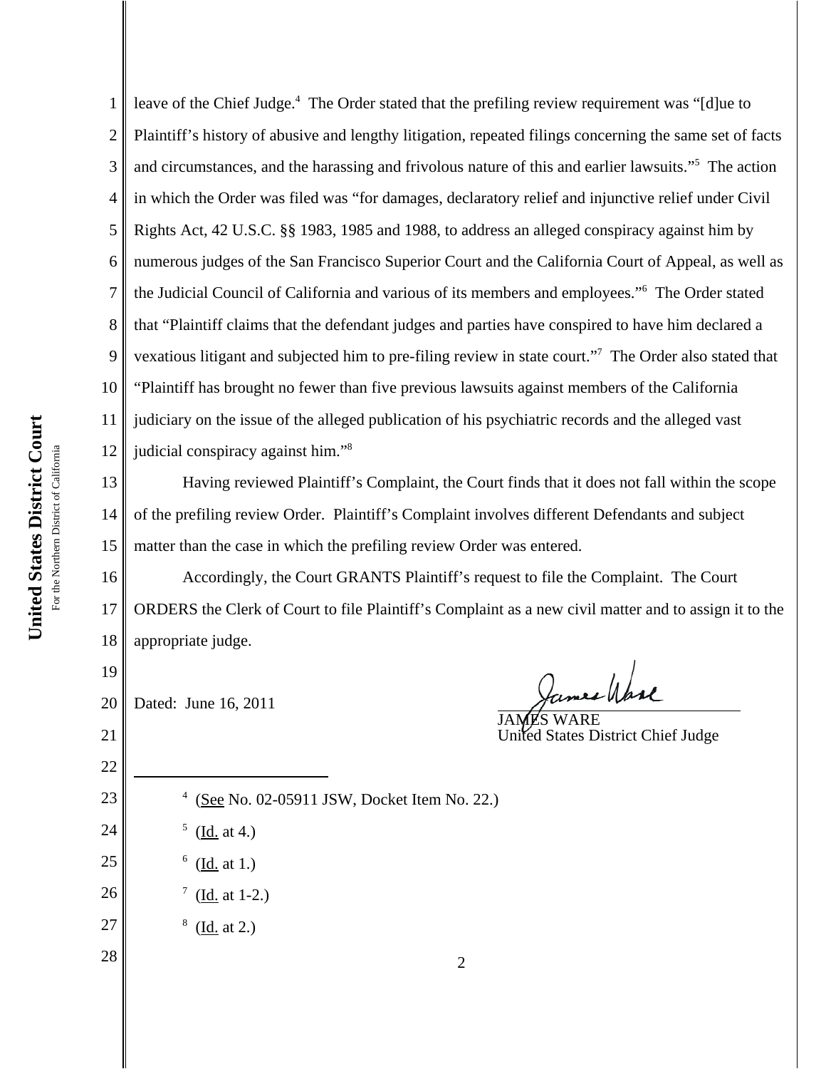leave of the Chief Judge.[4] The Order stated that the prefiling review requirement was "[d]ue to Plaintiff's history of abusive and lengthy litigation, repeated filings concerning the same set of facts and circumstances, and the harassing and frivolous nature of this and earlier lawsuits."[5] The action in which the Order was filed was "for damages, declaratory relief and injunctive relief under Civil Rights Act, 42 U.S.C. §§ 1983, 1985 and 1988, to address an alleged conspiracy against him by numerous judges of the San Francisco Superior Court and the California Court of Appeal, as well as the Judicial Council of California and various of its members and employees."[6] The Order stated that "Plaintiff claims that the defendant judges and parties have conspired to have him declared a vexatious litigant and subjected him to pre-filing review in state court."[7] The Order also stated that "Plaintiff has brought no fewer than five previous lawsuits against members of the California judiciary on the issue of the alleged publication of his psychiatric records and the alleged vast judicial conspiracy against him."[8]

Having reviewed Plaintiff's Complaint, the Court finds that it does not fall within the scope of the prefiling review Order. Plaintiff's Complaint involves different Defendants and subject matter than the case in which the prefiling review Order was entered.

Accordingly, the Court GRANTS Plaintiff's request to file the Complaint. The Court ORDERS the Clerk of Court to file Plaintiff's Complaint as a new civil matter and to assign it to the appropriate judge.

Dated: June 16, 2011

JAMES WARE
United States District Chief Judge

---

[4] (See No. 02-05911 JSW, Docket Item No. 22.)

[5] (Id. at 4.)

[6] (Id. at 1.)

[7] (Id. at 1-2.)

[8] (Id. at 2.)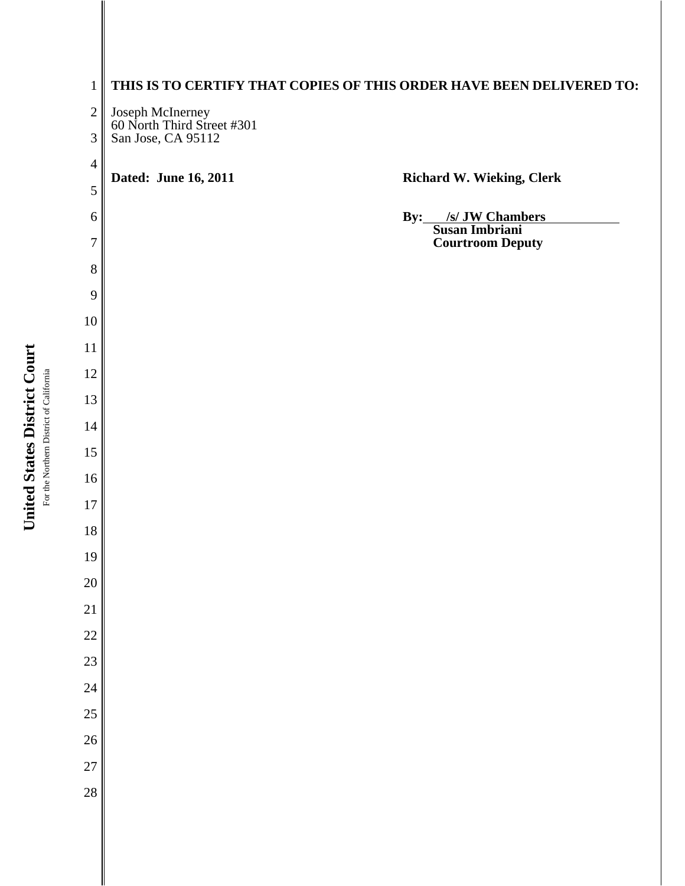**THIS IS TO CERTIFY THAT COPIES OF THIS ORDER HAVE BEEN DELIVERED TO:**

Joseph McInerney
60 North Third Street #301
San Jose, CA 95112

**Dated: June 16, 2011**

**Richard W. Wieking, Clerk**

**By: /s/ JW Chambers**
**Susan Imbriani**
**Courtroom Deputy**